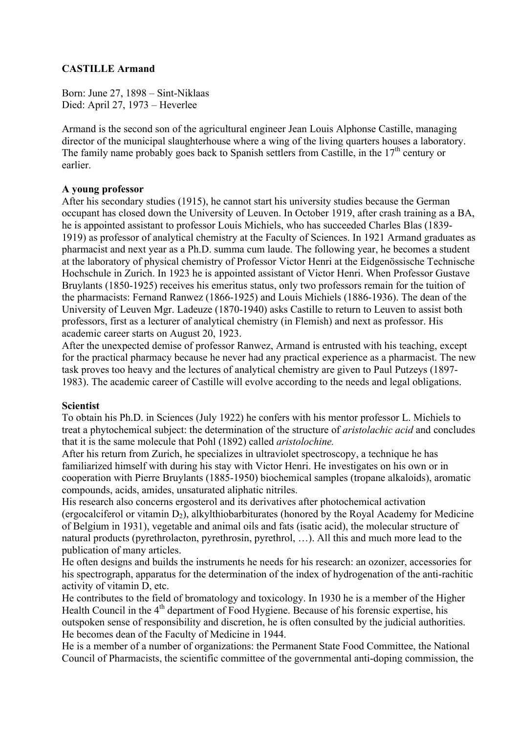**CASTILLE Armand**

Born: June 27, 1898 – Sint-Niklaas
Died: April 27, 1973 – Heverlee

Armand is the second son of the agricultural engineer Jean Louis Alphonse Castille, managing director of the municipal slaughterhouse where a wing of the living quarters houses a laboratory. The family name probably goes back to Spanish settlers from Castille, in the 17th century or earlier.

**A young professor**

After his secondary studies (1915), he cannot start his university studies because the German occupant has closed down the University of Leuven. In October 1919, after crash training as a BA, he is appointed assistant to professor Louis Michiels, who has succeeded Charles Blas (1839-1919) as professor of analytical chemistry at the Faculty of Sciences. In 1921 Armand graduates as pharmacist and next year as a Ph.D. summa cum laude. The following year, he becomes a student at the laboratory of physical chemistry of Professor Victor Henri at the Eidgenössische Technische Hochschule in Zurich. In 1923 he is appointed assistant of Victor Henri. When Professor Gustave Bruylants (1850-1925) receives his emeritus status, only two professors remain for the tuition of the pharmacists: Fernand Ranwez (1866-1925) and Louis Michiels (1886-1936). The dean of the University of Leuven Mgr. Ladeuze (1870-1940) asks Castille to return to Leuven to assist both professors, first as a lecturer of analytical chemistry (in Flemish) and next as professor. His academic career starts on August 20, 1923.
After the unexpected demise of professor Ranwez, Armand is entrusted with his teaching, except for the practical pharmacy because he never had any practical experience as a pharmacist. The new task proves too heavy and the lectures of analytical chemistry are given to Paul Putzeys (1897-1983). The academic career of Castille will evolve according to the needs and legal obligations.

**Scientist**

To obtain his Ph.D. in Sciences (July 1922) he confers with his mentor professor L. Michiels to treat a phytochemical subject: the determination of the structure of *aristolachic acid* and concludes that it is the same molecule that Pohl (1892) called *aristolochine.*
After his return from Zurich, he specializes in ultraviolet spectroscopy, a technique he has familiarized himself with during his stay with Victor Henri. He investigates on his own or in cooperation with Pierre Bruylants (1885-1950) biochemical samples (tropane alkaloids), aromatic compounds, acids, amides, unsaturated aliphatic nitriles.
His research also concerns ergosterol and its derivatives after photochemical activation (ergocalciferol or vitamin $D_2$), alkylthiobarbiturates (honored by the Royal Academy for Medicine of Belgium in 1931), vegetable and animal oils and fats (isatic acid), the molecular structure of natural products (pyrethrolacton, pyrethrosin, pyrethrol, …). All this and much more lead to the publication of many articles.
He often designs and builds the instruments he needs for his research: an ozonizer, accessories for his spectrograph, apparatus for the determination of the index of hydrogenation of the anti-rachitic activity of vitamin D, etc.
He contributes to the field of bromatology and toxicology. In 1930 he is a member of the Higher Health Council in the 4th department of Food Hygiene. Because of his forensic expertise, his outspoken sense of responsibility and discretion, he is often consulted by the judicial authorities. He becomes dean of the Faculty of Medicine in 1944.
He is a member of a number of organizations: the Permanent State Food Committee, the National Council of Pharmacists, the scientific committee of the governmental anti-doping commission, the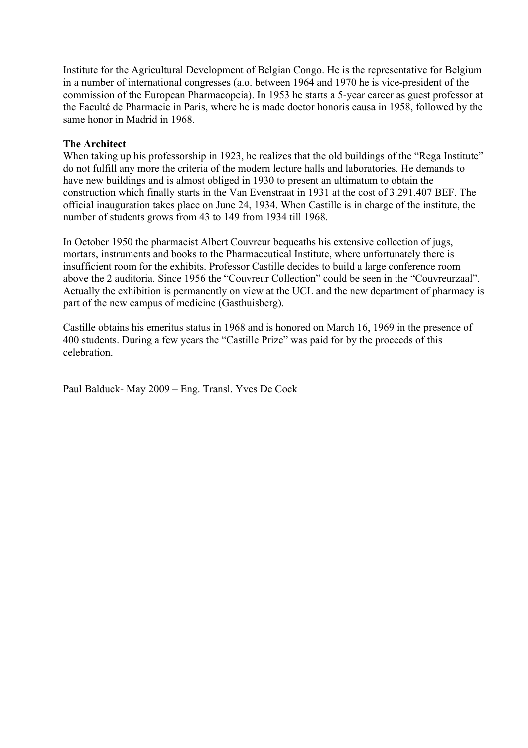Institute for the Agricultural Development of Belgian Congo. He is the representative for Belgium in a number of international congresses (a.o. between 1964 and 1970 he is vice-president of the commission of the European Pharmacopeia). In 1953 he starts a 5-year career as guest professor at the Faculté de Pharmacie in Paris, where he is made doctor honoris causa in 1958, followed by the same honor in Madrid in 1968.

**The Architect**

When taking up his professorship in 1923, he realizes that the old buildings of the "Rega Institute" do not fulfill any more the criteria of the modern lecture halls and laboratories. He demands to have new buildings and is almost obliged in 1930 to present an ultimatum to obtain the construction which finally starts in the Van Evenstraat in 1931 at the cost of 3.291.407 BEF. The official inauguration takes place on June 24, 1934. When Castille is in charge of the institute, the number of students grows from 43 to 149 from 1934 till 1968.

In October 1950 the pharmacist Albert Couvreur bequeaths his extensive collection of jugs, mortars, instruments and books to the Pharmaceutical Institute, where unfortunately there is insufficient room for the exhibits. Professor Castille decides to build a large conference room above the 2 auditoria. Since 1956 the "Couvreur Collection" could be seen in the "Couvreurzaal". Actually the exhibition is permanently on view at the UCL and the new department of pharmacy is part of the new campus of medicine (Gasthuisberg).

Castille obtains his emeritus status in 1968 and is honored on March 16, 1969 in the presence of 400 students. During a few years the "Castille Prize" was paid for by the proceeds of this celebration.

Paul Balduck- May 2009 – Eng. Transl. Yves De Cock